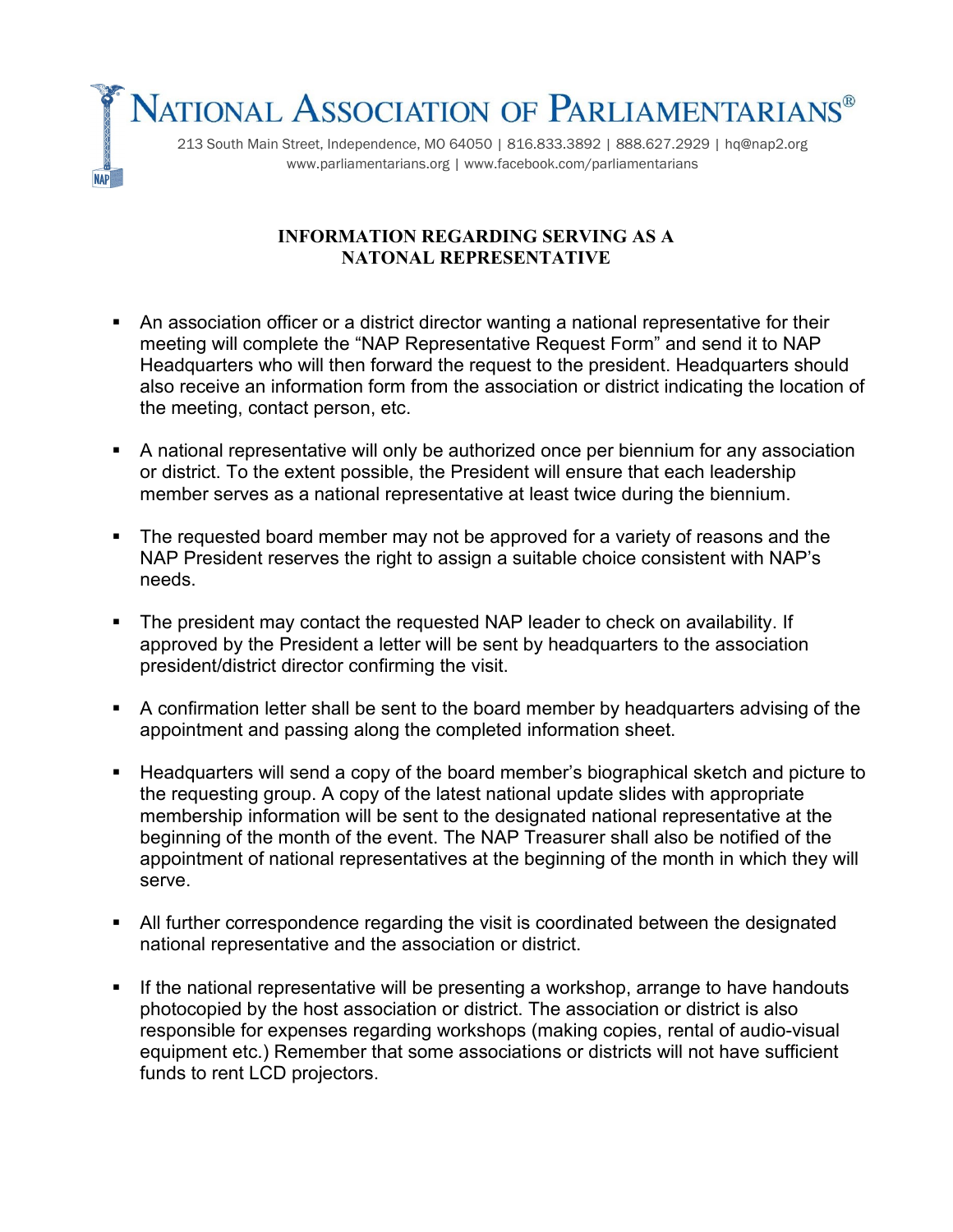# NATIONAL ASSOCIATION OF PARLIAMENTARIANS®

213 South Main Street, Independence, MO 64050 | 816.833.3892 | 888.627.2929 | hq@nap2.org
www.parliamentarians.org | www.facebook.com/parliamentarians

## INFORMATION REGARDING SERVING AS A NATONAL REPRESENTATIVE

- An association officer or a district director wanting a national representative for their meeting will complete the "NAP Representative Request Form" and send it to NAP Headquarters who will then forward the request to the president. Headquarters should also receive an information form from the association or district indicating the location of the meeting, contact person, etc.

- A national representative will only be authorized once per biennium for any association or district. To the extent possible, the President will ensure that each leadership member serves as a national representative at least twice during the biennium.

- The requested board member may not be approved for a variety of reasons and the NAP President reserves the right to assign a suitable choice consistent with NAP's needs.

- The president may contact the requested NAP leader to check on availability. If approved by the President a letter will be sent by headquarters to the association president/district director confirming the visit.

- A confirmation letter shall be sent to the board member by headquarters advising of the appointment and passing along the completed information sheet.

- Headquarters will send a copy of the board member's biographical sketch and picture to the requesting group. A copy of the latest national update slides with appropriate membership information will be sent to the designated national representative at the beginning of the month of the event. The NAP Treasurer shall also be notified of the appointment of national representatives at the beginning of the month in which they will serve.

- All further correspondence regarding the visit is coordinated between the designated national representative and the association or district.

- If the national representative will be presenting a workshop, arrange to have handouts photocopied by the host association or district. The association or district is also responsible for expenses regarding workshops (making copies, rental of audio-visual equipment etc.) Remember that some associations or districts will not have sufficient funds to rent LCD projectors.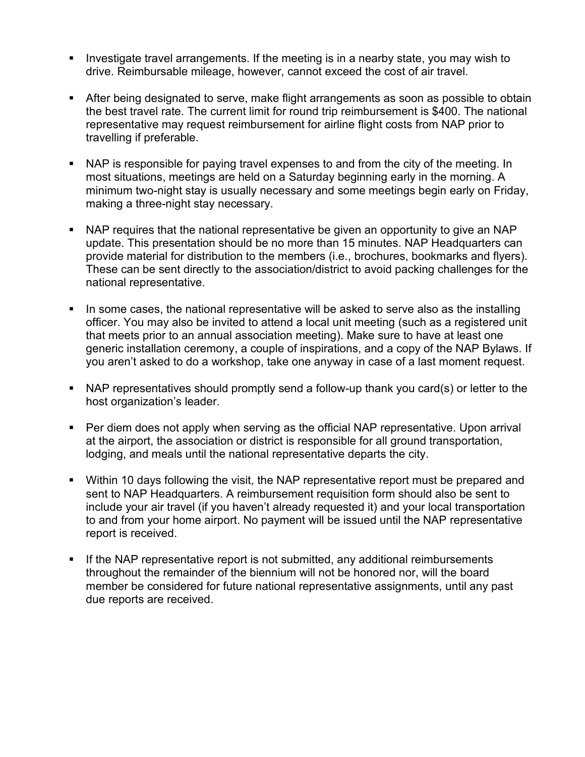- Investigate travel arrangements. If the meeting is in a nearby state, you may wish to drive. Reimbursable mileage, however, cannot exceed the cost of air travel.

- After being designated to serve, make flight arrangements as soon as possible to obtain the best travel rate. The current limit for round trip reimbursement is $400. The national representative may request reimbursement for airline flight costs from NAP prior to travelling if preferable.

- NAP is responsible for paying travel expenses to and from the city of the meeting. In most situations, meetings are held on a Saturday beginning early in the morning. A minimum two-night stay is usually necessary and some meetings begin early on Friday, making a three-night stay necessary.

- NAP requires that the national representative be given an opportunity to give an NAP update. This presentation should be no more than 15 minutes. NAP Headquarters can provide material for distribution to the members (i.e., brochures, bookmarks and flyers). These can be sent directly to the association/district to avoid packing challenges for the national representative.

- In some cases, the national representative will be asked to serve also as the installing officer. You may also be invited to attend a local unit meeting (such as a registered unit that meets prior to an annual association meeting). Make sure to have at least one generic installation ceremony, a couple of inspirations, and a copy of the NAP Bylaws. If you aren't asked to do a workshop, take one anyway in case of a last moment request.

- NAP representatives should promptly send a follow-up thank you card(s) or letter to the host organization's leader.

- Per diem does not apply when serving as the official NAP representative. Upon arrival at the airport, the association or district is responsible for all ground transportation, lodging, and meals until the national representative departs the city.

- Within 10 days following the visit, the NAP representative report must be prepared and sent to NAP Headquarters. A reimbursement requisition form should also be sent to include your air travel (if you haven't already requested it) and your local transportation to and from your home airport. No payment will be issued until the NAP representative report is received.

- If the NAP representative report is not submitted, any additional reimbursements throughout the remainder of the biennium will not be honored nor, will the board member be considered for future national representative assignments, until any past due reports are received.